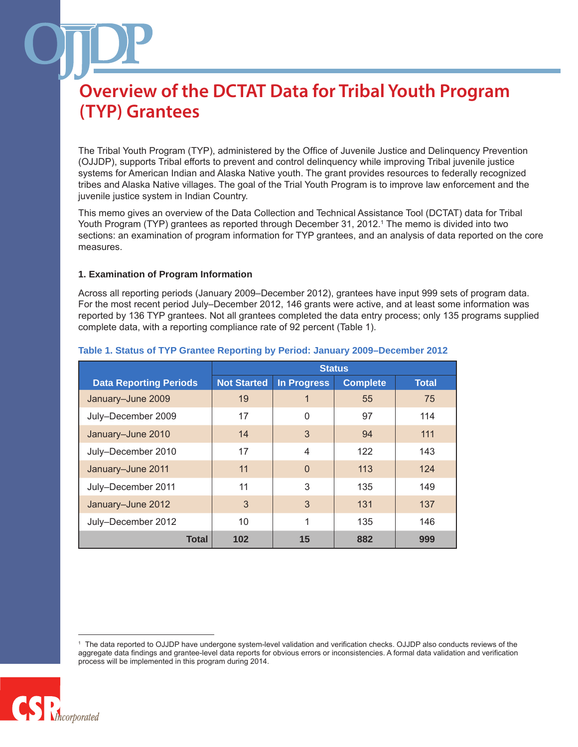# Overview of the DCTAT Data for Tribal Youth Program (TYP) Grantees

The Tribal Youth Program (TYP), administered by the Office of Juvenile Justice and Delinquency Prevention (OJJDP), supports Tribal efforts to prevent and control delinquency while improving Tribal juvenile justice systems for American Indian and Alaska Native youth. The grant provides resources to federally recognized tribes and Alaska Native villages. The goal of the Trial Youth Program is to improve law enforcement and the juvenile justice system in Indian Country.

This memo gives an overview of the Data Collection and Technical Assistance Tool (DCTAT) data for Tribal Youth Program (TYP) grantees as reported through December 31, 2012.[1] The memo is divided into two sections: an examination of program information for TYP grantees, and an analysis of data reported on the core measures.

### 1. Examination of Program Information

Across all reporting periods (January 2009–December 2012), grantees have input 999 sets of program data. For the most recent period July–December 2012, 146 grants were active, and at least some information was reported by 136 TYP grantees. Not all grantees completed the data entry process; only 135 programs supplied complete data, with a reporting compliance rate of 92 percent (Table 1).

**Table 1. Status of TYP Grantee Reporting by Period: January 2009–December 2012**

| | Status | | | |
|---|---|---|---|---|
| **Data Reporting Periods** | **Not Started** | **In Progress** | **Complete** | **Total** |
| January–June 2009 | 19 | 1 | 55 | 75 |
| July–December 2009 | 17 | 0 | 97 | 114 |
| January–June 2010 | 14 | 3 | 94 | 111 |
| July–December 2010 | 17 | 4 | 122 | 143 |
| January–June 2011 | 11 | 0 | 113 | 124 |
| July–December 2011 | 11 | 3 | 135 | 149 |
| January–June 2012 | 3 | 3 | 131 | 137 |
| July–December 2012 | 10 | 1 | 135 | 146 |
| **Total** | **102** | **15** | **882** | **999** |

[1] The data reported to OJJDP have undergone system-level validation and verification checks. OJJDP also conducts reviews of the aggregate data findings and grantee-level data reports for obvious errors or inconsistencies. A formal data validation and verification process will be implemented in this program during 2014.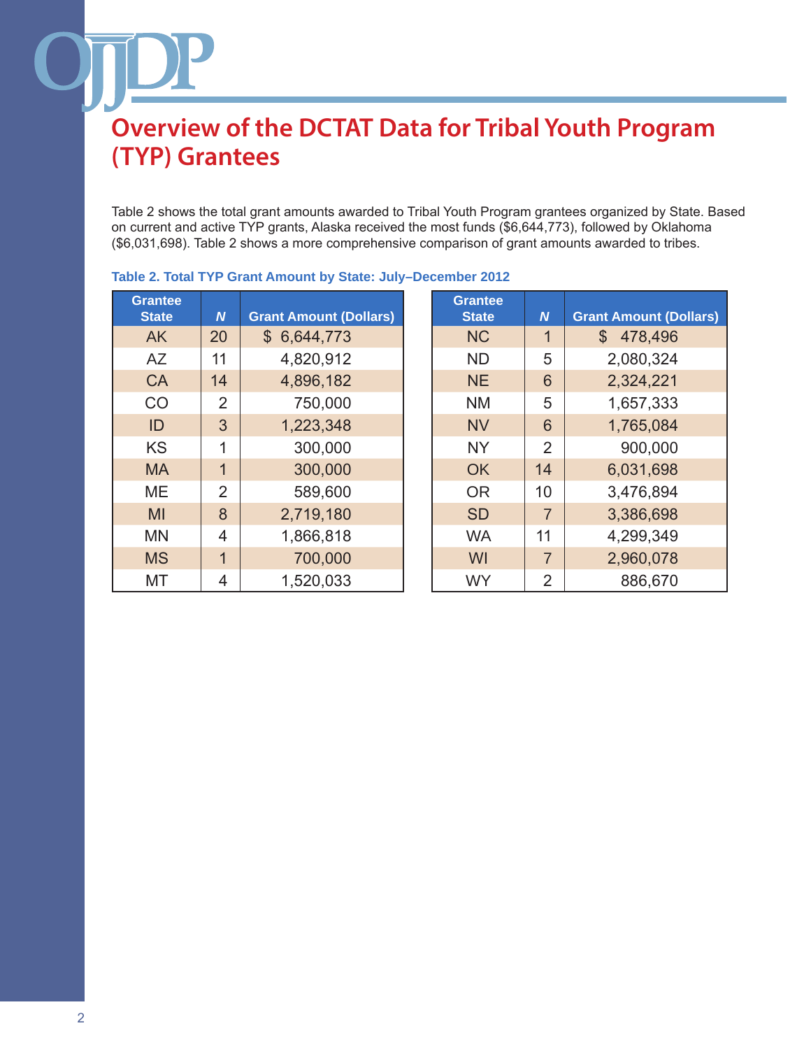# Overview of the DCTAT Data for Tribal Youth Program (TYP) Grantees

Table 2 shows the total grant amounts awarded to Tribal Youth Program grantees organized by State. Based on current and active TYP grants, Alaska received the most funds ($6,644,773), followed by Oklahoma ($6,031,698). Table 2 shows a more comprehensive comparison of grant amounts awarded to tribes.

**Table 2. Total TYP Grant Amount by State: July–December 2012**

| Grantee State | *N* | Grant Amount (Dollars) |
|---|---|---|
| AK | 20 | $ 6,644,773 |
| AZ | 11 | 4,820,912 |
| CA | 14 | 4,896,182 |
| CO | 2 | 750,000 |
| ID | 3 | 1,223,348 |
| KS | 1 | 300,000 |
| MA | 1 | 300,000 |
| ME | 2 | 589,600 |
| MI | 8 | 2,719,180 |
| MN | 4 | 1,866,818 |
| MS | 1 | 700,000 |
| MT | 4 | 1,520,033 |
| NC | 1 | $ 478,496 |
| ND | 5 | 2,080,324 |
| NE | 6 | 2,324,221 |
| NM | 5 | 1,657,333 |
| NV | 6 | 1,765,084 |
| NY | 2 | 900,000 |
| OK | 14 | 6,031,698 |
| OR | 10 | 3,476,894 |
| SD | 7 | 3,386,698 |
| WA | 11 | 4,299,349 |
| WI | 7 | 2,960,078 |
| WY | 2 | 886,670 |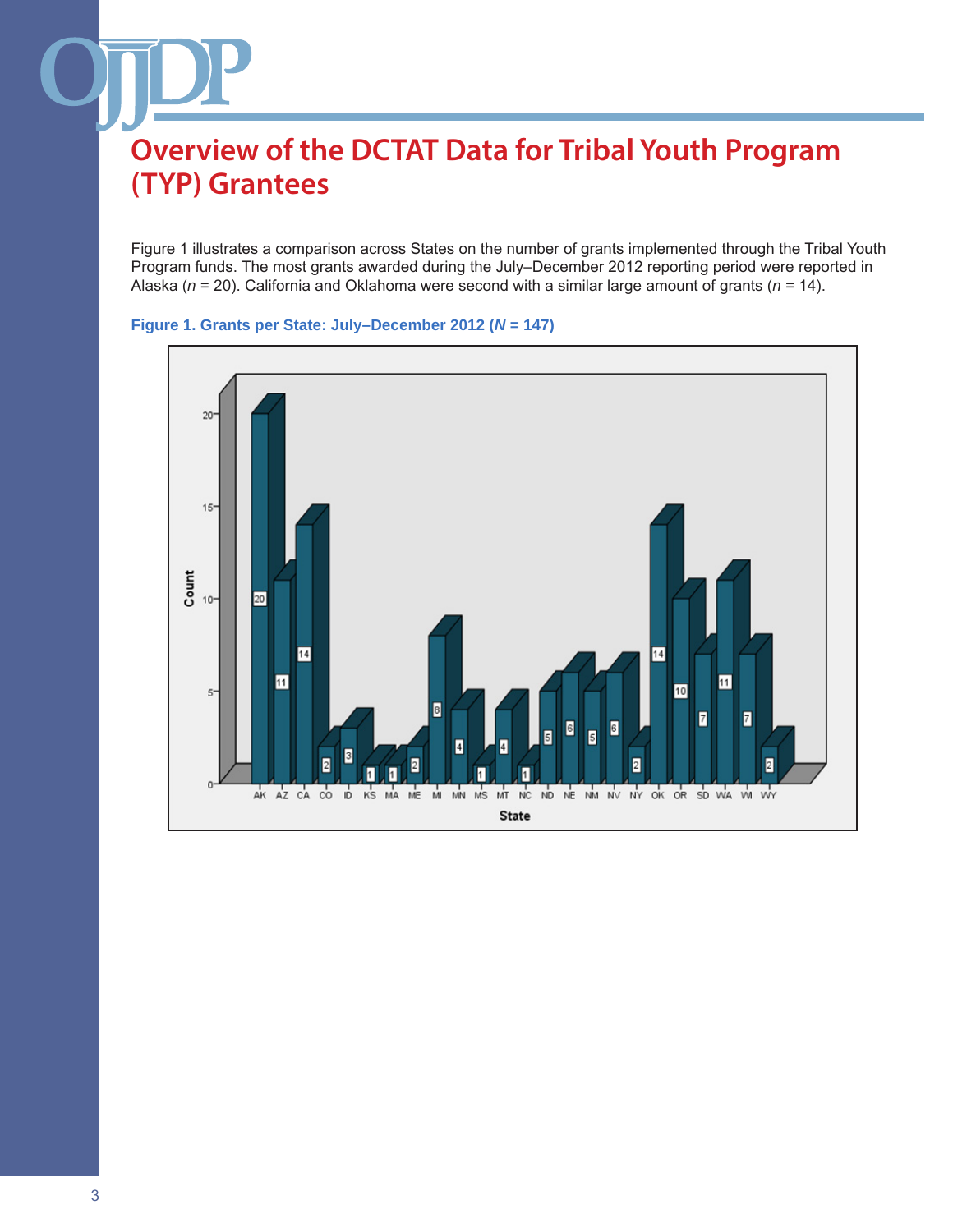# Overview of the DCTAT Data for Tribal Youth Program (TYP) Grantees

Figure 1 illustrates a comparison across States on the number of grants implemented through the Tribal Youth Program funds. The most grants awarded during the July–December 2012 reporting period were reported in Alaska (*n* = 20). California and Oklahoma were second with a similar large amount of grants (*n* = 14).

**Figure 1. Grants per State: July–December 2012 (*N* = 147)**

| State | Count |
|---|---|
| AK | 20 |
| AZ | 11 |
| CA | 14 |
| CO | 2 |
| ID | 3 |
| KS | 1 |
| MA | 1 |
| ME | 2 |
| MI | 8 |
| MN | 4 |
| MS | 1 |
| MT | 4 |
| NC | 1 |
| ND | 5 |
| NE | 6 |
| NM | 5 |
| NV | 6 |
| NY | 2 |
| OK | 14 |
| OR | 10 |
| SD | 7 |
| WA | 11 |
| WI | 7 |
| WY | 2 |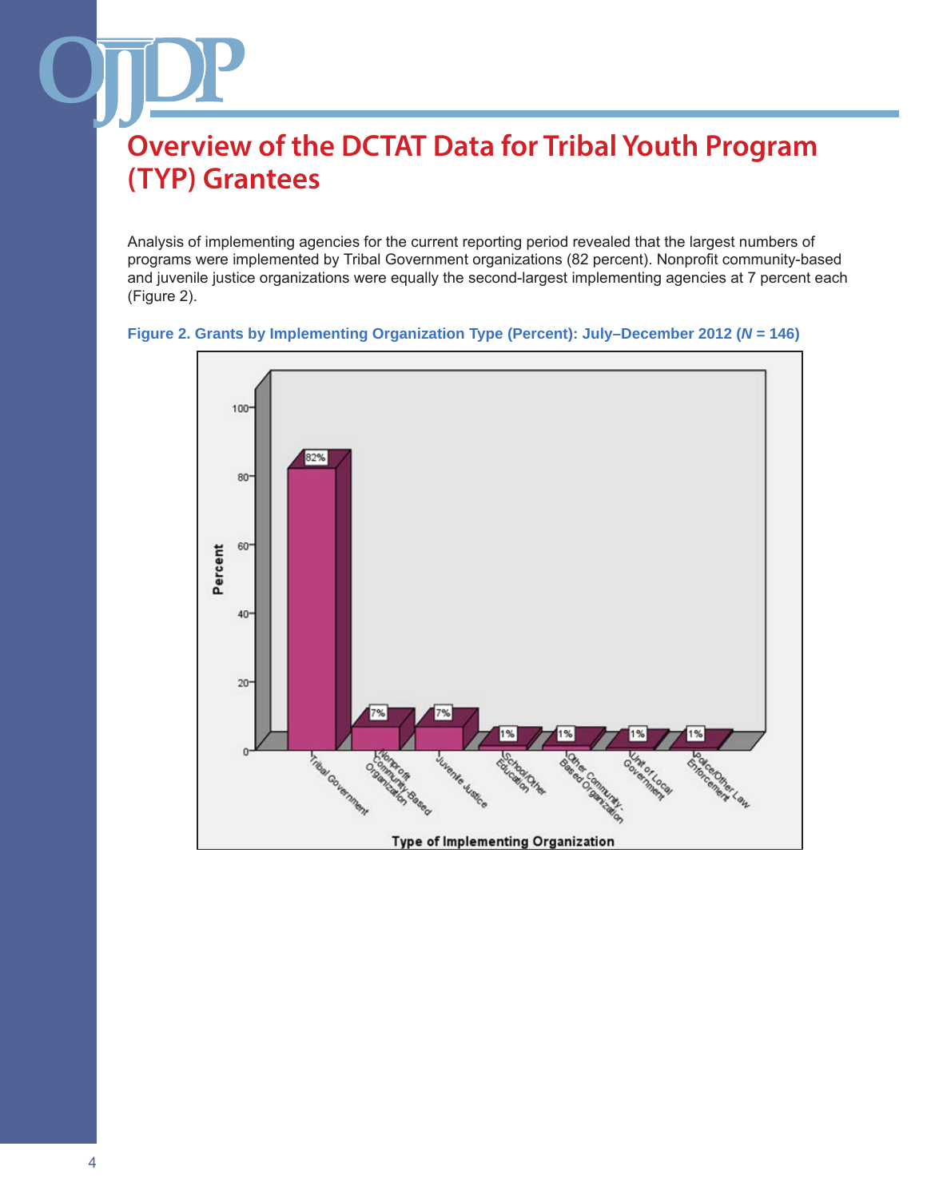# Overview of the DCTAT Data for Tribal Youth Program (TYP) Grantees

Analysis of implementing agencies for the current reporting period revealed that the largest numbers of programs were implemented by Tribal Government organizations (82 percent). Nonprofit community-based and juvenile justice organizations were equally the second-largest implementing agencies at 7 percent each (Figure 2).

**Figure 2. Grants by Implementing Organization Type (Percent): July–December 2012 (*N* = 146)**

Percent

0
20
40
60
80
100

82%
7%
7%
1%
1%
1%
1%

Tribal Government
Nonprofit Community-Based Organization
Juvenile Justice
School/Other Education
Other Community-Based Organization
Unit of Local Government
Police/Other Law Enforcement

Type of Implementing Organization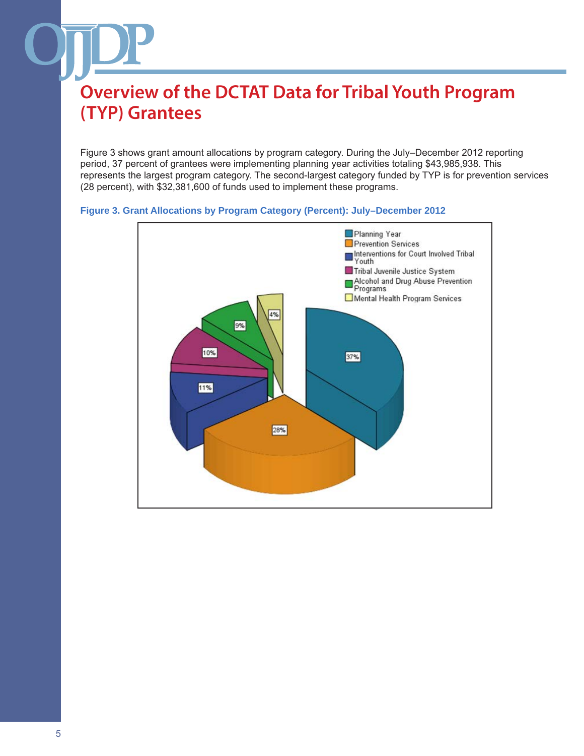# Overview of the DCTAT Data for Tribal Youth Program (TYP) Grantees

Figure 3 shows grant amount allocations by program category. During the July–December 2012 reporting period, 37 percent of grantees were implementing planning year activities totaling $43,985,938. This represents the largest program category. The second-largest category funded by TYP is for prevention services (28 percent), with $32,381,600 of funds used to implement these programs.

**Figure 3. Grant Allocations by Program Category (Percent): July–December 2012**

Planning Year
Prevention Services
Interventions for Court Involved Tribal Youth
Tribal Juvenile Justice System
Alcohol and Drug Abuse Prevention Programs
Mental Health Program Services

37%
28%
11%
10%
9%
4%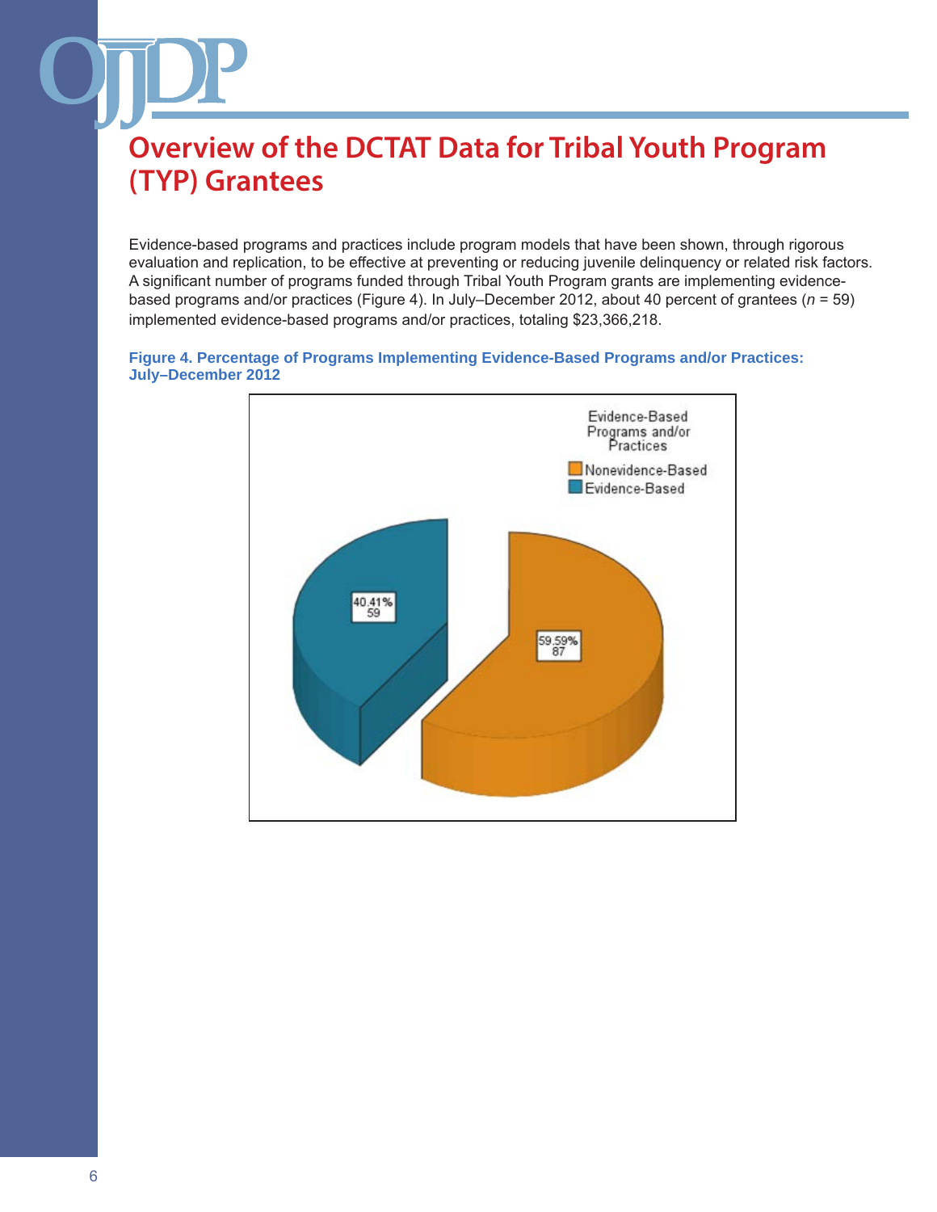# Overview of the DCTAT Data for Tribal Youth Program (TYP) Grantees

Evidence-based programs and practices include program models that have been shown, through rigorous evaluation and replication, to be effective at preventing or reducing juvenile delinquency or related risk factors. A significant number of programs funded through Tribal Youth Program grants are implementing evidence-based programs and/or practices (Figure 4). In July–December 2012, about 40 percent of grantees (*n* = 59) implemented evidence-based programs and/or practices, totaling $23,366,218.

**Figure 4. Percentage of Programs Implementing Evidence-Based Programs and/or Practices: July–December 2012**

Evidence-Based Programs and/or Practices

Nonevidence-Based

Evidence-Based

40.41%
59

59.59%
87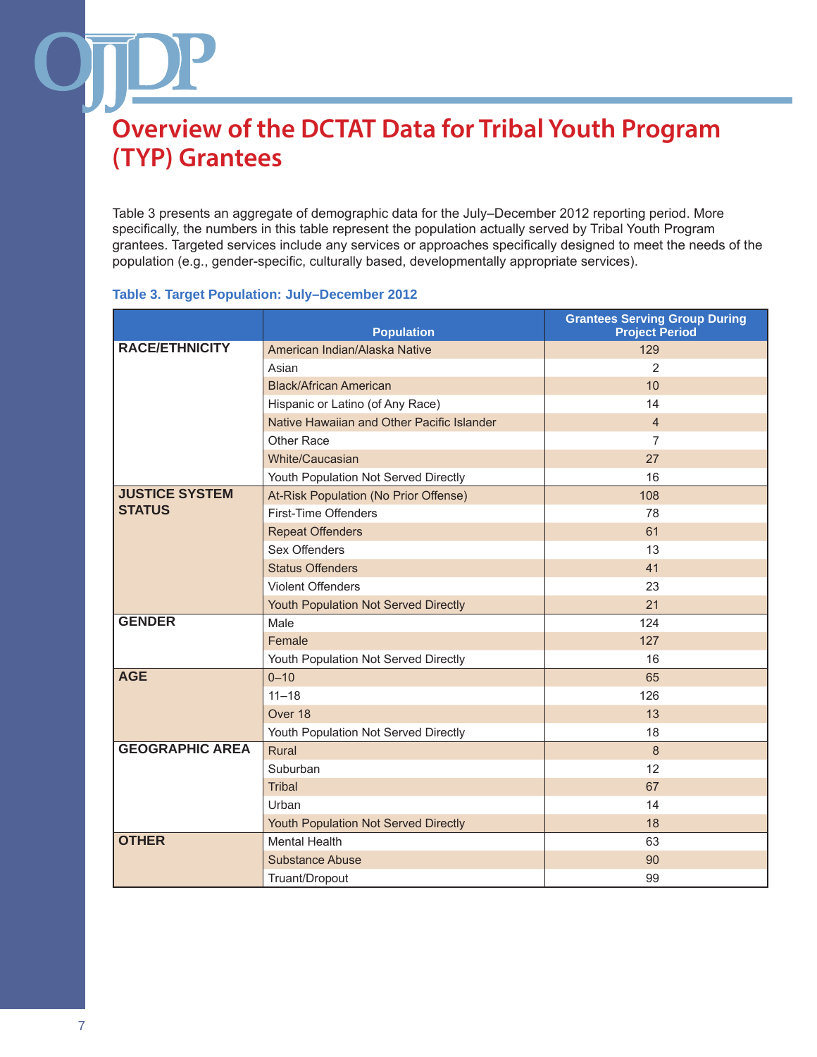# Overview of the DCTAT Data for Tribal Youth Program (TYP) Grantees

Table 3 presents an aggregate of demographic data for the July–December 2012 reporting period. More specifically, the numbers in this table represent the population actually served by Tribal Youth Program grantees. Targeted services include any services or approaches specifically designed to meet the needs of the population (e.g., gender-specific, culturally based, developmentally appropriate services).

**Table 3. Target Population: July–December 2012**

| | Population | Grantees Serving Group During Project Period |
|---|---|---|
| **RACE/ETHNICITY** | American Indian/Alaska Native | 129 |
| | Asian | 2 |
| | Black/African American | 10 |
| | Hispanic or Latino (of Any Race) | 14 |
| | Native Hawaiian and Other Pacific Islander | 4 |
| | Other Race | 7 |
| | White/Caucasian | 27 |
| | Youth Population Not Served Directly | 16 |
| **JUSTICE SYSTEM STATUS** | At-Risk Population (No Prior Offense) | 108 |
| | First-Time Offenders | 78 |
| | Repeat Offenders | 61 |
| | Sex Offenders | 13 |
| | Status Offenders | 41 |
| | Violent Offenders | 23 |
| | Youth Population Not Served Directly | 21 |
| **GENDER** | Male | 124 |
| | Female | 127 |
| | Youth Population Not Served Directly | 16 |
| **AGE** | 0–10 | 65 |
| | 11–18 | 126 |
| | Over 18 | 13 |
| | Youth Population Not Served Directly | 18 |
| **GEOGRAPHIC AREA** | Rural | 8 |
| | Suburban | 12 |
| | Tribal | 67 |
| | Urban | 14 |
| | Youth Population Not Served Directly | 18 |
| **OTHER** | Mental Health | 63 |
| | Substance Abuse | 90 |
| | Truant/Dropout | 99 |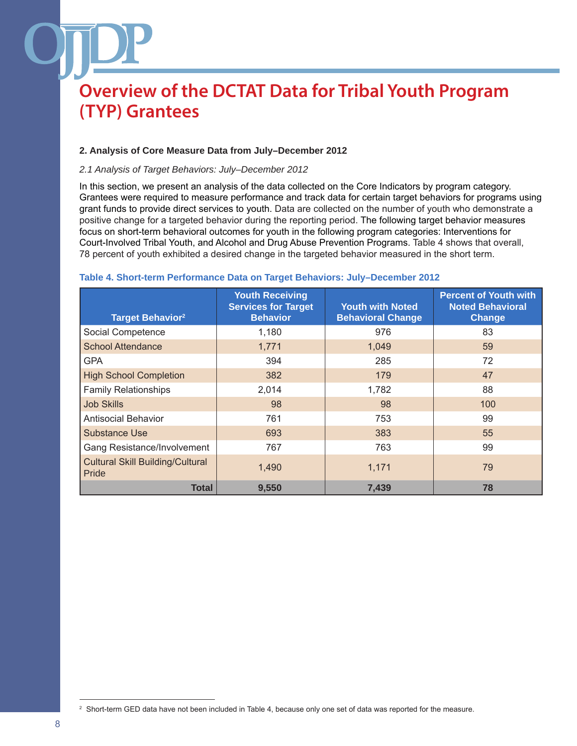# Overview of the DCTAT Data for Tribal Youth Program (TYP) Grantees

**2. Analysis of Core Measure Data from July–December 2012**

*2.1 Analysis of Target Behaviors: July–December 2012*

In this section, we present an analysis of the data collected on the Core Indicators by program category. Grantees were required to measure performance and track data for certain target behaviors for programs using grant funds to provide direct services to youth. Data are collected on the number of youth who demonstrate a positive change for a targeted behavior during the reporting period. The following target behavior measures focus on short-term behavioral outcomes for youth in the following program categories: Interventions for Court-Involved Tribal Youth, and Alcohol and Drug Abuse Prevention Programs. Table 4 shows that overall, 78 percent of youth exhibited a desired change in the targeted behavior measured in the short term.

**Table 4. Short-term Performance Data on Target Behaviors: July–December 2012**

| Target Behavior[2] | Youth Receiving Services for Target Behavior | Youth with Noted Behavioral Change | Percent of Youth with Noted Behavioral Change |
|---|---|---|---|
| Social Competence | 1,180 | 976 | 83 |
| School Attendance | 1,771 | 1,049 | 59 |
| GPA | 394 | 285 | 72 |
| High School Completion | 382 | 179 | 47 |
| Family Relationships | 2,014 | 1,782 | 88 |
| Job Skills | 98 | 98 | 100 |
| Antisocial Behavior | 761 | 753 | 99 |
| Substance Use | 693 | 383 | 55 |
| Gang Resistance/Involvement | 767 | 763 | 99 |
| Cultural Skill Building/Cultural Pride | 1,490 | 1,171 | 79 |
| **Total** | **9,550** | **7,439** | **78** |

[2] Short-term GED data have not been included in Table 4, because only one set of data was reported for the measure.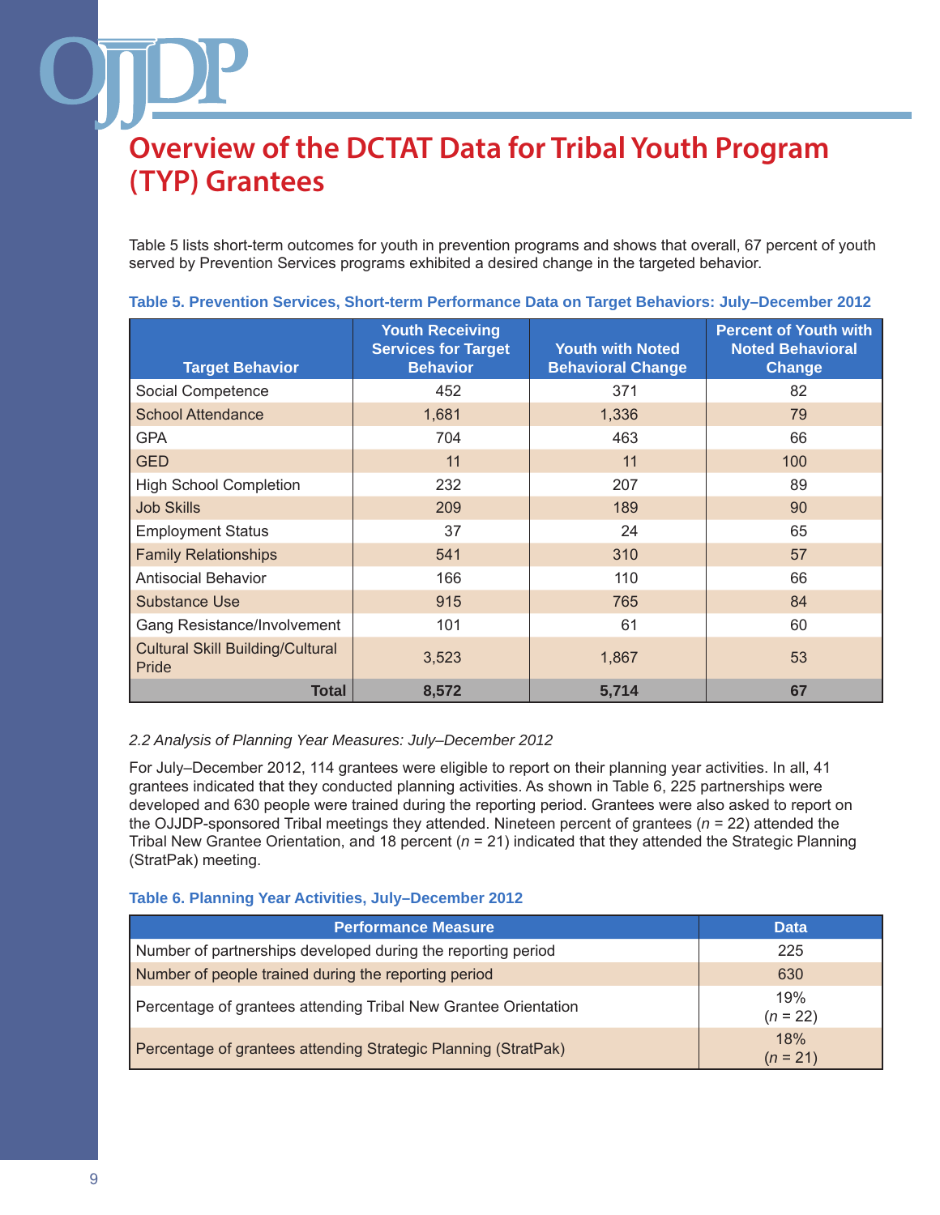# Overview of the DCTAT Data for Tribal Youth Program (TYP) Grantees

Table 5 lists short-term outcomes for youth in prevention programs and shows that overall, 67 percent of youth served by Prevention Services programs exhibited a desired change in the targeted behavior.

**Table 5. Prevention Services, Short-term Performance Data on Target Behaviors: July–December 2012**

| Target Behavior | Youth Receiving Services for Target Behavior | Youth with Noted Behavioral Change | Percent of Youth with Noted Behavioral Change |
|---|---|---|---|
| Social Competence | 452 | 371 | 82 |
| School Attendance | 1,681 | 1,336 | 79 |
| GPA | 704 | 463 | 66 |
| GED | 11 | 11 | 100 |
| High School Completion | 232 | 207 | 89 |
| Job Skills | 209 | 189 | 90 |
| Employment Status | 37 | 24 | 65 |
| Family Relationships | 541 | 310 | 57 |
| Antisocial Behavior | 166 | 110 | 66 |
| Substance Use | 915 | 765 | 84 |
| Gang Resistance/Involvement | 101 | 61 | 60 |
| Cultural Skill Building/Cultural Pride | 3,523 | 1,867 | 53 |
| **Total** | **8,572** | **5,714** | **67** |

*2.2 Analysis of Planning Year Measures: July–December 2012*

For July–December 2012, 114 grantees were eligible to report on their planning year activities. In all, 41 grantees indicated that they conducted planning activities. As shown in Table 6, 225 partnerships were developed and 630 people were trained during the reporting period. Grantees were also asked to report on the OJJDP-sponsored Tribal meetings they attended. Nineteen percent of grantees ($n$ = 22) attended the Tribal New Grantee Orientation, and 18 percent ($n$ = 21) indicated that they attended the Strategic Planning (StratPak) meeting.

**Table 6. Planning Year Activities, July–December 2012**

| Performance Measure | Data |
|---|---|
| Number of partnerships developed during the reporting period | 225 |
| Number of people trained during the reporting period | 630 |
| Percentage of grantees attending Tribal New Grantee Orientation | 19% ($n$ = 22) |
| Percentage of grantees attending Strategic Planning (StratPak) | 18% ($n$ = 21) |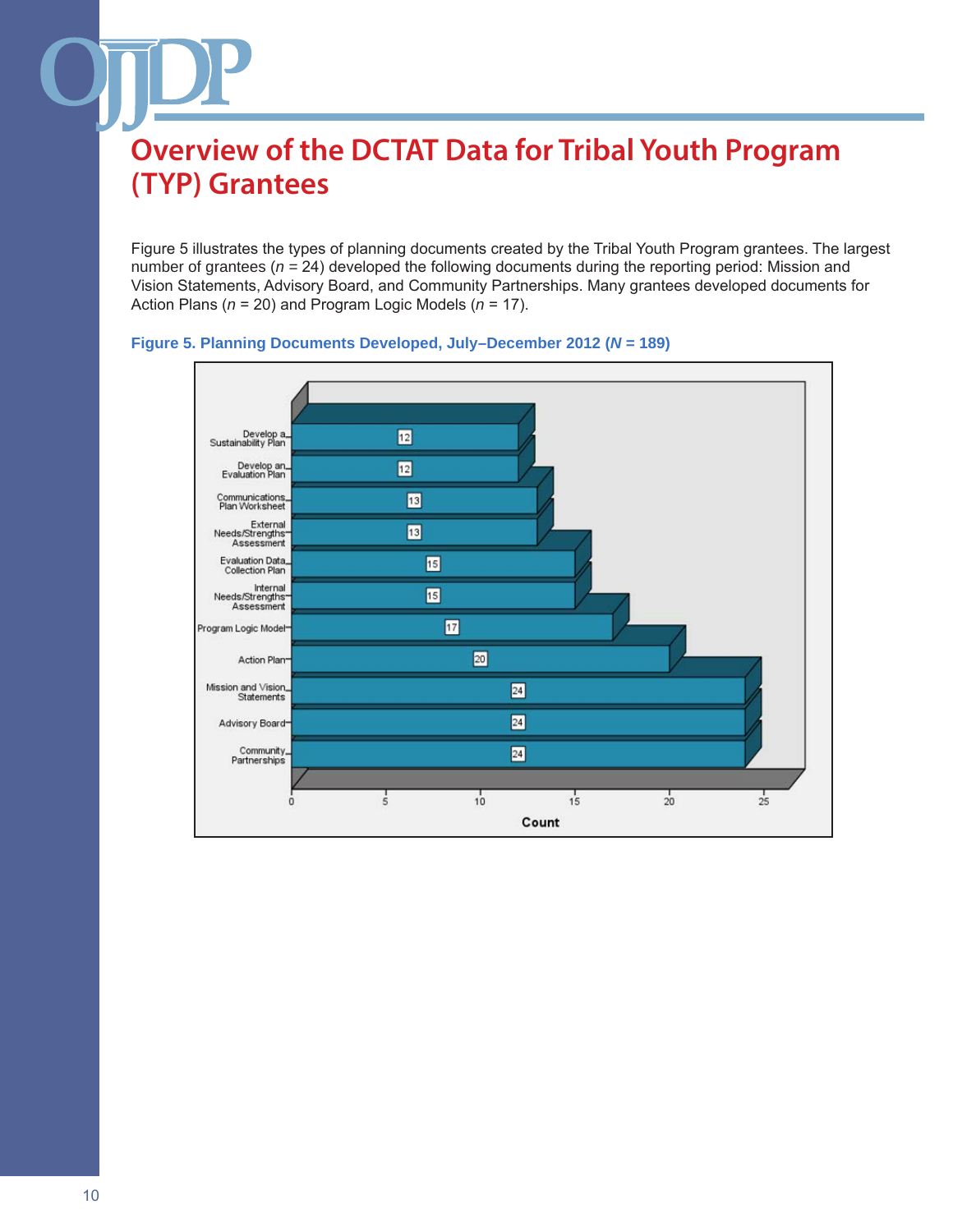# Overview of the DCTAT Data for Tribal Youth Program (TYP) Grantees

Figure 5 illustrates the types of planning documents created by the Tribal Youth Program grantees. The largest number of grantees (*n* = 24) developed the following documents during the reporting period: Mission and Vision Statements, Advisory Board, and Community Partnerships. Many grantees developed documents for Action Plans (*n* = 20) and Program Logic Models (*n* = 17).

**Figure 5. Planning Documents Developed, July–December 2012 (*N* = 189)**

Develop a Sustainability Plan 12
Develop an Evaluation Plan 12
Communications Plan Worksheet 13
External Needs/Strengths Assessment 13
Evaluation Data Collection Plan 15
Internal Needs/Strengths Assessment 15
Program Logic Model 17
Action Plan 20
Mission and Vision Statements 24
Advisory Board 24
Community Partnerships 24

0 5 10 15 20 25
Count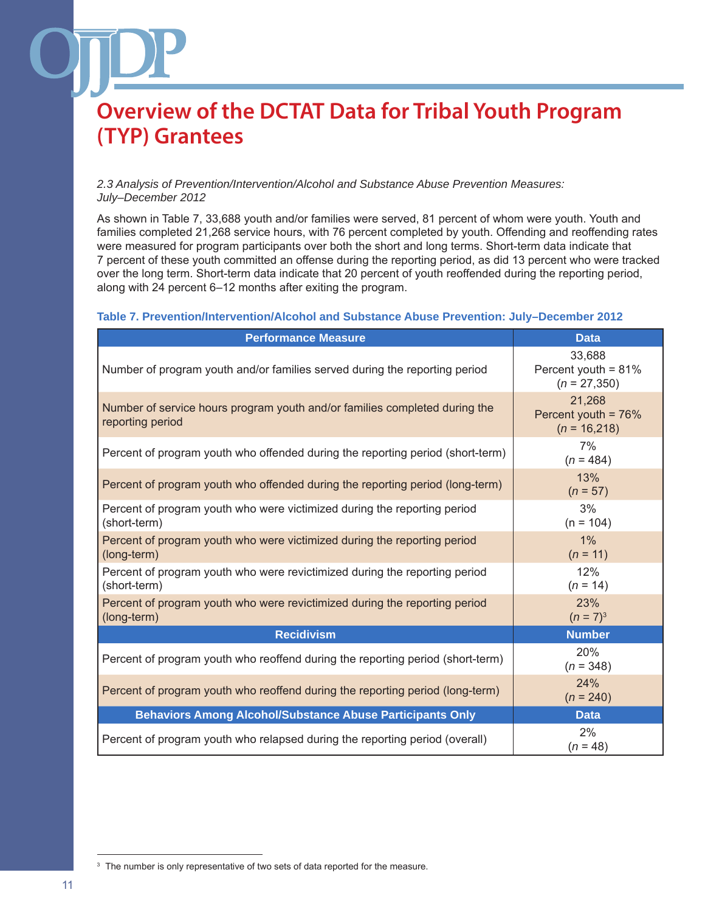# Overview of the DCTAT Data for Tribal Youth Program (TYP) Grantees

*2.3 Analysis of Prevention/Intervention/Alcohol and Substance Abuse Prevention Measures: July–December 2012*

As shown in Table 7, 33,688 youth and/or families were served, 81 percent of whom were youth. Youth and families completed 21,268 service hours, with 76 percent completed by youth. Offending and reoffending rates were measured for program participants over both the short and long terms. Short-term data indicate that 7 percent of these youth committed an offense during the reporting period, as did 13 percent who were tracked over the long term. Short-term data indicate that 20 percent of youth reoffended during the reporting period, along with 24 percent 6–12 months after exiting the program.

**Table 7. Prevention/Intervention/Alcohol and Substance Abuse Prevention: July–December 2012**

| Performance Measure | Data |
|---|---|
| Number of program youth and/or families served during the reporting period | 33,688<br>Percent youth = 81%<br>(*n* = 27,350) |
| Number of service hours program youth and/or families completed during the reporting period | 21,268<br>Percent youth = 76%<br>(*n* = 16,218) |
| Percent of program youth who offended during the reporting period (short-term) | 7%<br>(*n* = 484) |
| Percent of program youth who offended during the reporting period (long-term) | 13%<br>(*n* = 57) |
| Percent of program youth who were victimized during the reporting period (short-term) | 3%<br>(n = 104) |
| Percent of program youth who were victimized during the reporting period (long-term) | 1%<br>(*n* = 11) |
| Percent of program youth who were revictimized during the reporting period (short-term) | 12%<br>(*n* = 14) |
| Percent of program youth who were revictimized during the reporting period (long-term) | 23%<br>(*n* = 7)[3] |
| **Recidivism** | **Number** |
| Percent of program youth who reoffend during the reporting period (short-term) | 20%<br>(*n* = 348) |
| Percent of program youth who reoffend during the reporting period (long-term) | 24%<br>(*n* = 240) |
| **Behaviors Among Alcohol/Substance Abuse Participants Only** | **Data** |
| Percent of program youth who relapsed during the reporting period (overall) | 2%<br>(*n* = 48) |

[3] The number is only representative of two sets of data reported for the measure.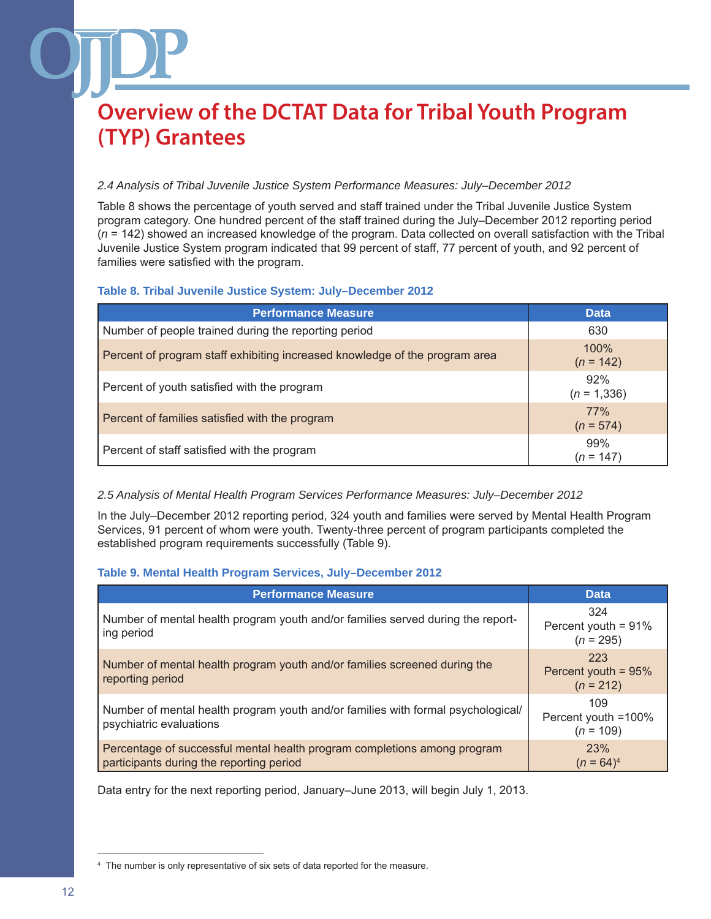# Overview of the DCTAT Data for Tribal Youth Program (TYP) Grantees

*2.4 Analysis of Tribal Juvenile Justice System Performance Measures: July–December 2012*

Table 8 shows the percentage of youth served and staff trained under the Tribal Juvenile Justice System program category. One hundred percent of the staff trained during the July–December 2012 reporting period (*n* = 142) showed an increased knowledge of the program. Data collected on overall satisfaction with the Tribal Juvenile Justice System program indicated that 99 percent of staff, 77 percent of youth, and 92 percent of families were satisfied with the program.

**Table 8. Tribal Juvenile Justice System: July–December 2012**

| Performance Measure | Data |
|---|---|
| Number of people trained during the reporting period | 630 |
| Percent of program staff exhibiting increased knowledge of the program area | 100% (*n* = 142) |
| Percent of youth satisfied with the program | 92% (*n* = 1,336) |
| Percent of families satisfied with the program | 77% (*n* = 574) |
| Percent of staff satisfied with the program | 99% (*n* = 147) |

*2.5 Analysis of Mental Health Program Services Performance Measures: July–December 2012*

In the July–December 2012 reporting period, 324 youth and families were served by Mental Health Program Services, 91 percent of whom were youth. Twenty-three percent of program participants completed the established program requirements successfully (Table 9).

**Table 9. Mental Health Program Services, July–December 2012**

| Performance Measure | Data |
|---|---|
| Number of mental health program youth and/or families served during the reporting period | 324 Percent youth = 91% (*n* = 295) |
| Number of mental health program youth and/or families screened during the reporting period | 223 Percent youth = 95% (*n* = 212) |
| Number of mental health program youth and/or families with formal psychological/psychiatric evaluations | 109 Percent youth =100% (*n* = 109) |
| Percentage of successful mental health program completions among program participants during the reporting period | 23% (*n* = 64)[4] |

Data entry for the next reporting period, January–June 2013, will begin July 1, 2013.

[4] The number is only representative of six sets of data reported for the measure.